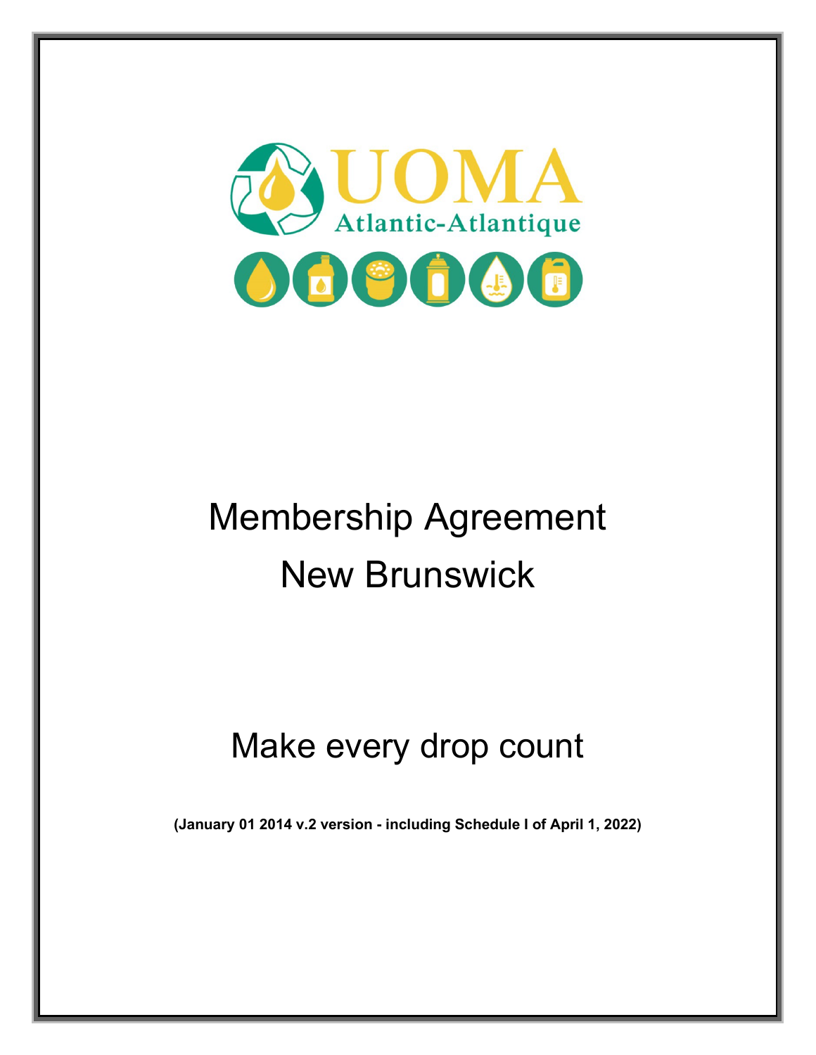UOMA

Atlantic-Atlantique

# Membership Agreement
# New Brunswick

## Make every drop count

**(January 01 2014 v.2 version - including Schedule I of April 1, 2022)**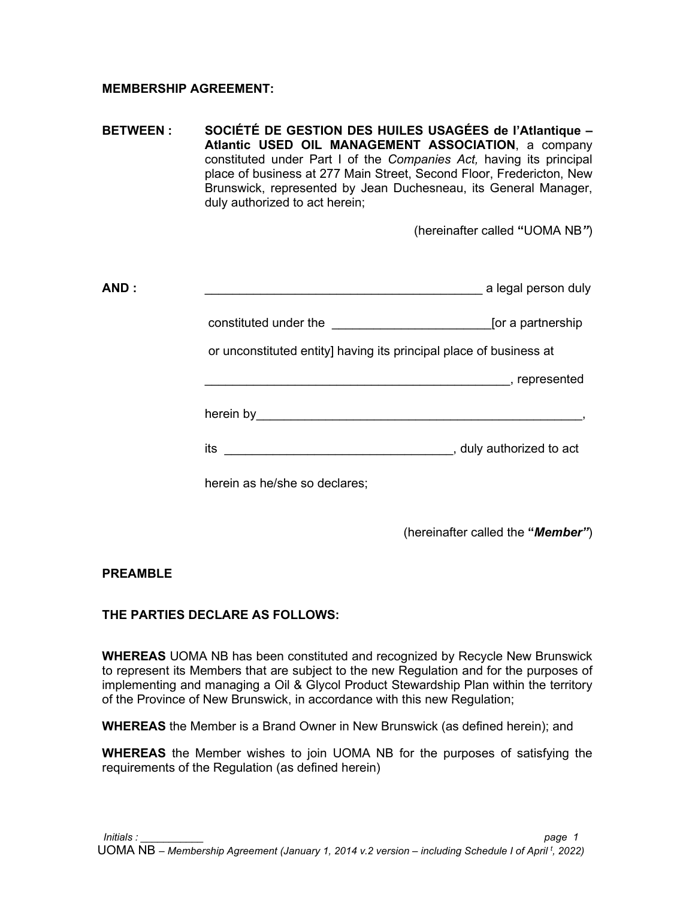**MEMBERSHIP AGREEMENT:**

**BETWEEN :** **SOCIÉTÉ DE GESTION DES HUILES USAGÉES de l'Atlantique – Atlantic USED OIL MANAGEMENT ASSOCIATION**, a company constituted under Part I of the *Companies Act,* having its principal place of business at 277 Main Street, Second Floor, Fredericton, New Brunswick, represented by Jean Duchesneau, its General Manager, duly authorized to act herein;

(hereinafter called **"**UOMA NB**"**)

**AND :** ________________________________________ a legal person duly constituted under the ______________________[or a partnership or unconstituted entity] having its principal place of business at ____________________________________________, represented herein by_______________________________________________, its ________________________________, duly authorized to act herein as he/she so declares;

(hereinafter called the **"*Member"***)

**PREAMBLE**

**THE PARTIES DECLARE AS FOLLOWS:**

**WHEREAS** UOMA NB has been constituted and recognized by Recycle New Brunswick to represent its Members that are subject to the new Regulation and for the purposes of implementing and managing a Oil & Glycol Product Stewardship Plan within the territory of the Province of New Brunswick, in accordance with this new Regulation;

**WHEREAS** the Member is a Brand Owner in New Brunswick (as defined herein); and

**WHEREAS** the Member wishes to join UOMA NB for the purposes of satisfying the requirements of the Regulation (as defined herein)

*Initials :* __________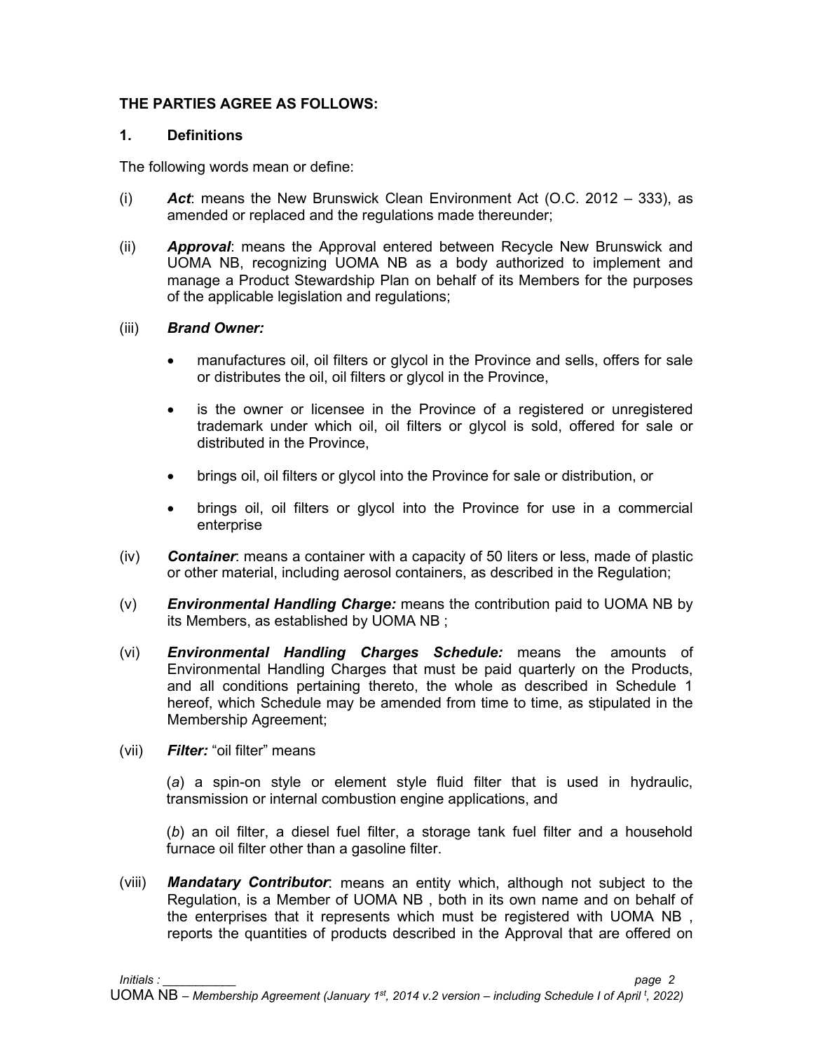**THE PARTIES AGREE AS FOLLOWS:**

**1. Definitions**

The following words mean or define:

(i) ***Act***: means the New Brunswick Clean Environment Act (O.C. 2012 – 333), as amended or replaced and the regulations made thereunder;

(ii) ***Approval***: means the Approval entered between Recycle New Brunswick and UOMA NB, recognizing UOMA NB as a body authorized to implement and manage a Product Stewardship Plan on behalf of its Members for the purposes of the applicable legislation and regulations;

(iii) ***Brand Owner:***

- manufactures oil, oil filters or glycol in the Province and sells, offers for sale or distributes the oil, oil filters or glycol in the Province,
- is the owner or licensee in the Province of a registered or unregistered trademark under which oil, oil filters or glycol is sold, offered for sale or distributed in the Province,
- brings oil, oil filters or glycol into the Province for sale or distribution, or
- brings oil, oil filters or glycol into the Province for use in a commercial enterprise

(iv) ***Container***: means a container with a capacity of 50 liters or less, made of plastic or other material, including aerosol containers, as described in the Regulation;

(v) ***Environmental Handling Charge:*** means the contribution paid to UOMA NB by its Members, as established by UOMA NB ;

(vi) ***Environmental Handling Charges Schedule:*** means the amounts of Environmental Handling Charges that must be paid quarterly on the Products, and all conditions pertaining thereto, the whole as described in Schedule 1 hereof, which Schedule may be amended from time to time, as stipulated in the Membership Agreement;

(vii) ***Filter:*** "oil filter" means

(*a*) a spin-on style or element style fluid filter that is used in hydraulic, transmission or internal combustion engine applications, and

(*b*) an oil filter, a diesel fuel filter, a storage tank fuel filter and a household furnace oil filter other than a gasoline filter.

(viii) ***Mandatary Contributor***: means an entity which, although not subject to the Regulation, is a Member of UOMA NB , both in its own name and on behalf of the enterprises that it represents which must be registered with UOMA NB , reports the quantities of products described in the Approval that are offered on

Initials : __________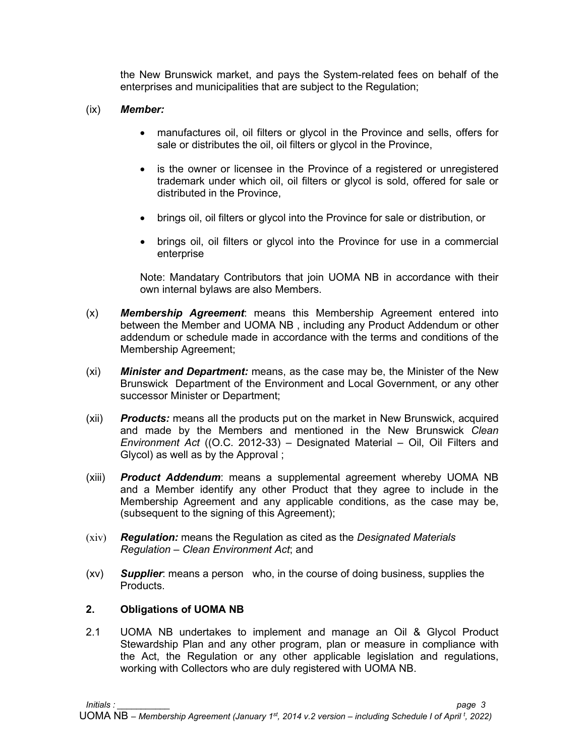the New Brunswick market, and pays the System-related fees on behalf of the enterprises and municipalities that are subject to the Regulation;

(ix) ***Member:***

- manufactures oil, oil filters or glycol in the Province and sells, offers for sale or distributes the oil, oil filters or glycol in the Province,
- is the owner or licensee in the Province of a registered or unregistered trademark under which oil, oil filters or glycol is sold, offered for sale or distributed in the Province,
- brings oil, oil filters or glycol into the Province for sale or distribution, or
- brings oil, oil filters or glycol into the Province for use in a commercial enterprise

Note: Mandatary Contributors that join UOMA NB in accordance with their own internal bylaws are also Members.

(x) ***Membership Agreement***: means this Membership Agreement entered into between the Member and UOMA NB , including any Product Addendum or other addendum or schedule made in accordance with the terms and conditions of the Membership Agreement;

(xi) ***Minister and Department:*** means, as the case may be, the Minister of the New Brunswick Department of the Environment and Local Government, or any other successor Minister or Department;

(xii) ***Products:*** means all the products put on the market in New Brunswick, acquired and made by the Members and mentioned in the New Brunswick *Clean Environment Act* ((O.C. 2012-33) – Designated Material – Oil, Oil Filters and Glycol) as well as by the Approval ;

(xiii) ***Product Addendum***: means a supplemental agreement whereby UOMA NB and a Member identify any other Product that they agree to include in the Membership Agreement and any applicable conditions, as the case may be, (subsequent to the signing of this Agreement);

(xiv) ***Regulation:*** means the Regulation as cited as the *Designated Materials Regulation – Clean Environment Act*; and

(xv) ***Supplier***: means a person who, in the course of doing business, supplies the Products.

## 2. Obligations of UOMA NB

2.1 UOMA NB undertakes to implement and manage an Oil & Glycol Product Stewardship Plan and any other program, plan or measure in compliance with the Act, the Regulation or any other applicable legislation and regulations, working with Collectors who are duly registered with UOMA NB.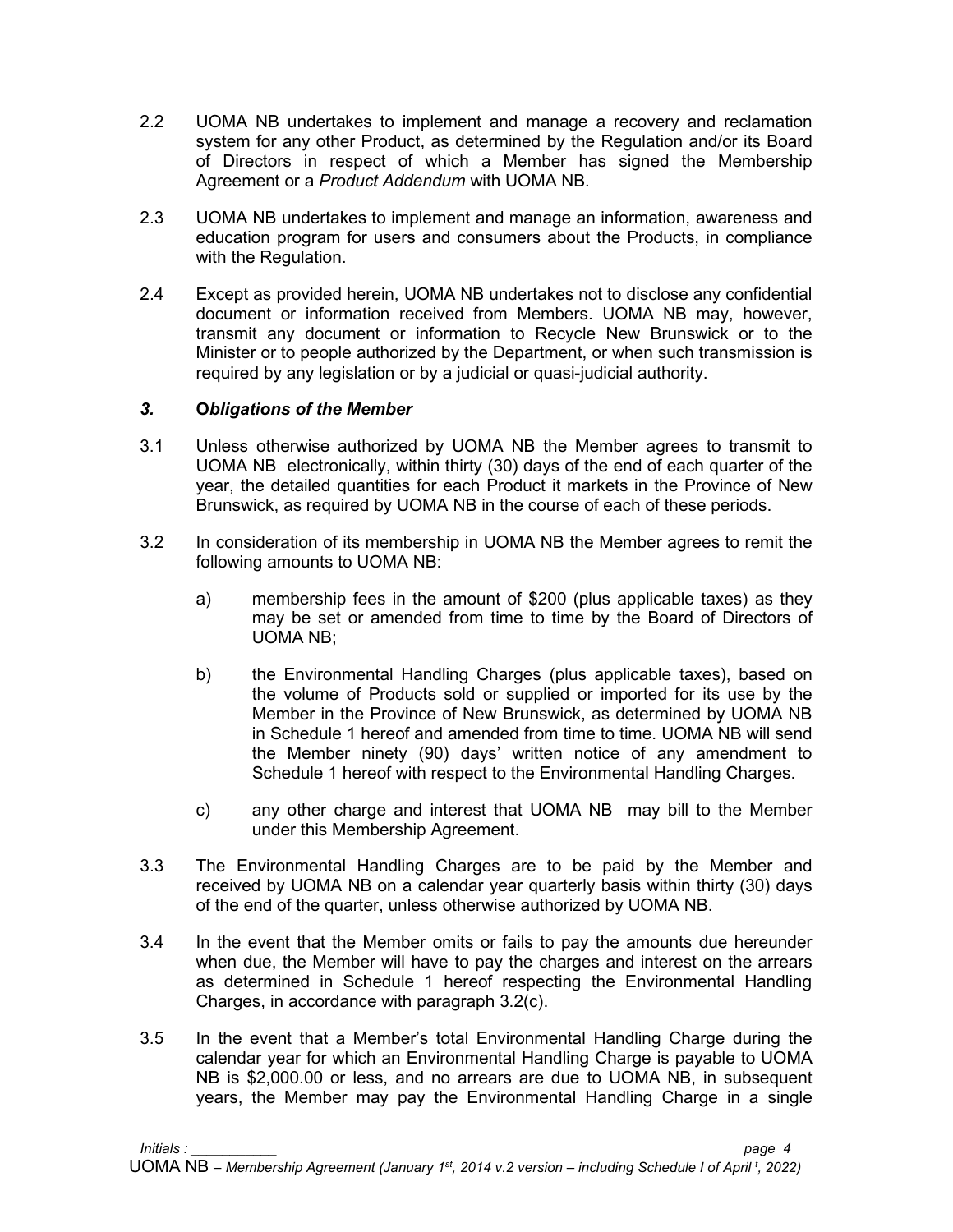2.2 UOMA NB undertakes to implement and manage a recovery and reclamation system for any other Product, as determined by the Regulation and/or its Board of Directors in respect of which a Member has signed the Membership Agreement or a *Product Addendum* with UOMA NB.

2.3 UOMA NB undertakes to implement and manage an information, awareness and education program for users and consumers about the Products, in compliance with the Regulation.

2.4 Except as provided herein, UOMA NB undertakes not to disclose any confidential document or information received from Members. UOMA NB may, however, transmit any document or information to Recycle New Brunswick or to the Minister or to people authorized by the Department, or when such transmission is required by any legislation or by a judicial or quasi-judicial authority.

### *3.* **O*bligations of the Member***

3.1 Unless otherwise authorized by UOMA NB the Member agrees to transmit to UOMA NB electronically, within thirty (30) days of the end of each quarter of the year, the detailed quantities for each Product it markets in the Province of New Brunswick, as required by UOMA NB in the course of each of these periods.

3.2 In consideration of its membership in UOMA NB the Member agrees to remit the following amounts to UOMA NB:

a) membership fees in the amount of $200 (plus applicable taxes) as they may be set or amended from time to time by the Board of Directors of UOMA NB;

b) the Environmental Handling Charges (plus applicable taxes), based on the volume of Products sold or supplied or imported for its use by the Member in the Province of New Brunswick, as determined by UOMA NB in Schedule 1 hereof and amended from time to time. UOMA NB will send the Member ninety (90) days' written notice of any amendment to Schedule 1 hereof with respect to the Environmental Handling Charges.

c) any other charge and interest that UOMA NB may bill to the Member under this Membership Agreement.

3.3 The Environmental Handling Charges are to be paid by the Member and received by UOMA NB on a calendar year quarterly basis within thirty (30) days of the end of the quarter, unless otherwise authorized by UOMA NB.

3.4 In the event that the Member omits or fails to pay the amounts due hereunder when due, the Member will have to pay the charges and interest on the arrears as determined in Schedule 1 hereof respecting the Environmental Handling Charges, in accordance with paragraph 3.2(c).

3.5 In the event that a Member's total Environmental Handling Charge during the calendar year for which an Environmental Handling Charge is payable to UOMA NB is $2,000.00 or less, and no arrears are due to UOMA NB, in subsequent years, the Member may pay the Environmental Handling Charge in a single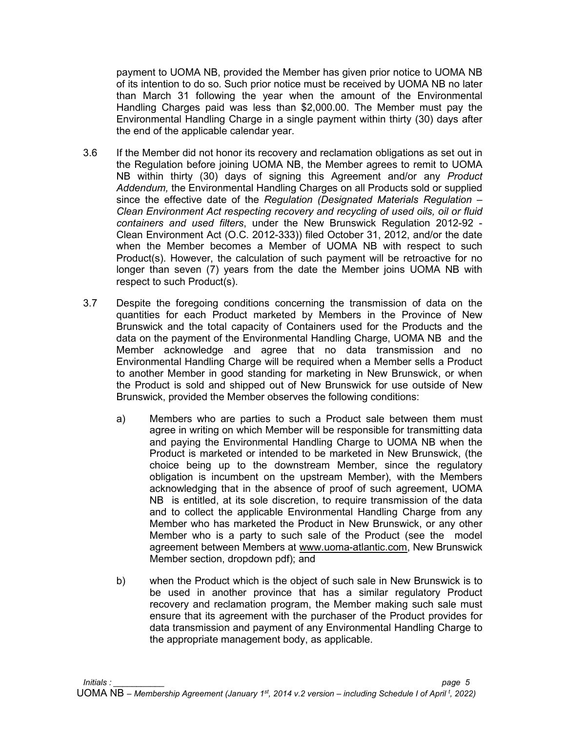payment to UOMA NB, provided the Member has given prior notice to UOMA NB of its intention to do so. Such prior notice must be received by UOMA NB no later than March 31 following the year when the amount of the Environmental Handling Charges paid was less than $2,000.00. The Member must pay the Environmental Handling Charge in a single payment within thirty (30) days after the end of the applicable calendar year.

3.6 If the Member did not honor its recovery and reclamation obligations as set out in the Regulation before joining UOMA NB, the Member agrees to remit to UOMA NB within thirty (30) days of signing this Agreement and/or any *Product Addendum,* the Environmental Handling Charges on all Products sold or supplied since the effective date of the *Regulation (Designated Materials Regulation – Clean Environment Act respecting recovery and recycling of used oils, oil or fluid containers and used filters*, under the New Brunswick Regulation 2012-92 - Clean Environment Act (O.C. 2012-333)) filed October 31, 2012, and/or the date when the Member becomes a Member of UOMA NB with respect to such Product(s). However, the calculation of such payment will be retroactive for no longer than seven (7) years from the date the Member joins UOMA NB with respect to such Product(s).

3.7 Despite the foregoing conditions concerning the transmission of data on the quantities for each Product marketed by Members in the Province of New Brunswick and the total capacity of Containers used for the Products and the data on the payment of the Environmental Handling Charge, UOMA NB and the Member acknowledge and agree that no data transmission and no Environmental Handling Charge will be required when a Member sells a Product to another Member in good standing for marketing in New Brunswick, or when the Product is sold and shipped out of New Brunswick for use outside of New Brunswick, provided the Member observes the following conditions:

   a) Members who are parties to such a Product sale between them must agree in writing on which Member will be responsible for transmitting data and paying the Environmental Handling Charge to UOMA NB when the Product is marketed or intended to be marketed in New Brunswick, (the choice being up to the downstream Member, since the regulatory obligation is incumbent on the upstream Member), with the Members acknowledging that in the absence of proof of such agreement, UOMA NB is entitled, at its sole discretion, to require transmission of the data and to collect the applicable Environmental Handling Charge from any Member who has marketed the Product in New Brunswick, or any other Member who is a party to such sale of the Product (see the model agreement between Members at www.uoma-atlantic.com, New Brunswick Member section, dropdown pdf); and

   b) when the Product which is the object of such sale in New Brunswick is to be used in another province that has a similar regulatory Product recovery and reclamation program, the Member making such sale must ensure that its agreement with the purchaser of the Product provides for data transmission and payment of any Environmental Handling Charge to the appropriate management body, as applicable.

Initials : __________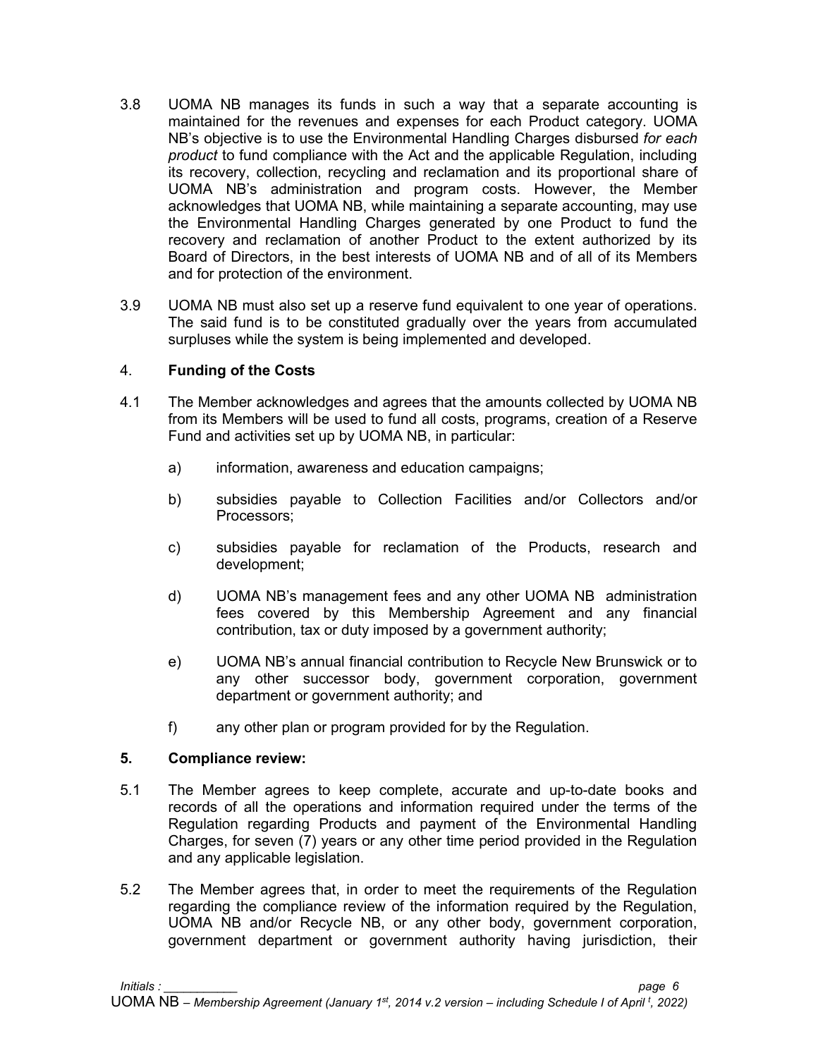3.8 UOMA NB manages its funds in such a way that a separate accounting is maintained for the revenues and expenses for each Product category. UOMA NB's objective is to use the Environmental Handling Charges disbursed *for each product* to fund compliance with the Act and the applicable Regulation, including its recovery, collection, recycling and reclamation and its proportional share of UOMA NB's administration and program costs. However, the Member acknowledges that UOMA NB, while maintaining a separate accounting, may use the Environmental Handling Charges generated by one Product to fund the recovery and reclamation of another Product to the extent authorized by its Board of Directors, in the best interests of UOMA NB and of all of its Members and for protection of the environment.

3.9 UOMA NB must also set up a reserve fund equivalent to one year of operations. The said fund is to be constituted gradually over the years from accumulated surpluses while the system is being implemented and developed.

## 4. **Funding of the Costs**

4.1 The Member acknowledges and agrees that the amounts collected by UOMA NB from its Members will be used to fund all costs, programs, creation of a Reserve Fund and activities set up by UOMA NB, in particular:

a) information, awareness and education campaigns;

b) subsidies payable to Collection Facilities and/or Collectors and/or Processors;

c) subsidies payable for reclamation of the Products, research and development;

d) UOMA NB's management fees and any other UOMA NB administration fees covered by this Membership Agreement and any financial contribution, tax or duty imposed by a government authority;

e) UOMA NB's annual financial contribution to Recycle New Brunswick or to any other successor body, government corporation, government department or government authority; and

f) any other plan or program provided for by the Regulation.

## 5. **Compliance review:**

5.1 The Member agrees to keep complete, accurate and up-to-date books and records of all the operations and information required under the terms of the Regulation regarding Products and payment of the Environmental Handling Charges, for seven (7) years or any other time period provided in the Regulation and any applicable legislation.

5.2 The Member agrees that, in order to meet the requirements of the Regulation regarding the compliance review of the information required by the Regulation, UOMA NB and/or Recycle NB, or any other body, government corporation, government department or government authority having jurisdiction, their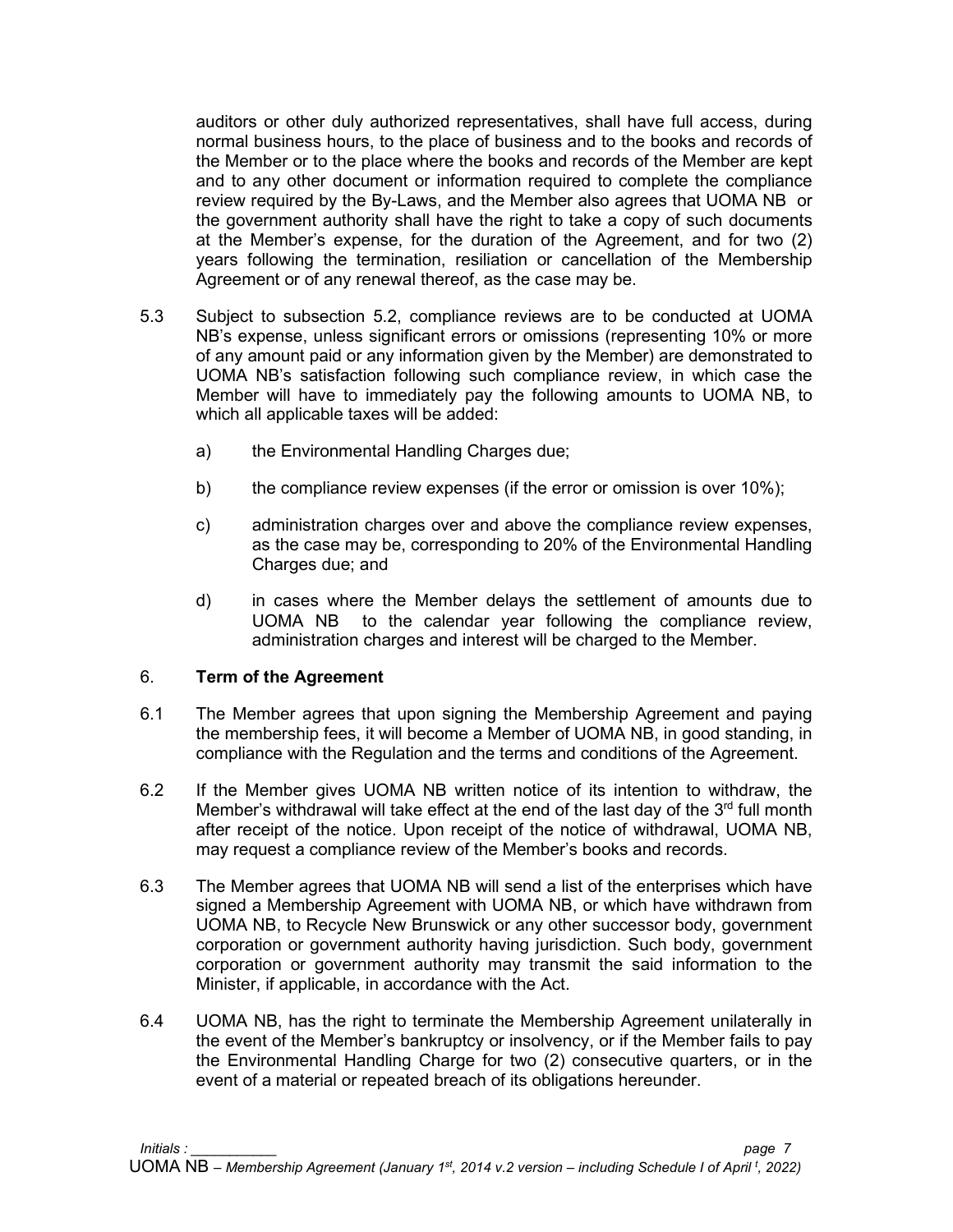auditors or other duly authorized representatives, shall have full access, during normal business hours, to the place of business and to the books and records of the Member or to the place where the books and records of the Member are kept and to any other document or information required to complete the compliance review required by the By-Laws, and the Member also agrees that UOMA NB or the government authority shall have the right to take a copy of such documents at the Member's expense, for the duration of the Agreement, and for two (2) years following the termination, resiliation or cancellation of the Membership Agreement or of any renewal thereof, as the case may be.

5.3 Subject to subsection 5.2, compliance reviews are to be conducted at UOMA NB's expense, unless significant errors or omissions (representing 10% or more of any amount paid or any information given by the Member) are demonstrated to UOMA NB's satisfaction following such compliance review, in which case the Member will have to immediately pay the following amounts to UOMA NB, to which all applicable taxes will be added:

a) the Environmental Handling Charges due;

b) the compliance review expenses (if the error or omission is over 10%);

c) administration charges over and above the compliance review expenses, as the case may be, corresponding to 20% of the Environmental Handling Charges due; and

d) in cases where the Member delays the settlement of amounts due to UOMA NB to the calendar year following the compliance review, administration charges and interest will be charged to the Member.

## 6. **Term of the Agreement**

6.1 The Member agrees that upon signing the Membership Agreement and paying the membership fees, it will become a Member of UOMA NB, in good standing, in compliance with the Regulation and the terms and conditions of the Agreement.

6.2 If the Member gives UOMA NB written notice of its intention to withdraw, the Member's withdrawal will take effect at the end of the last day of the 3rd full month after receipt of the notice. Upon receipt of the notice of withdrawal, UOMA NB, may request a compliance review of the Member's books and records.

6.3 The Member agrees that UOMA NB will send a list of the enterprises which have signed a Membership Agreement with UOMA NB, or which have withdrawn from UOMA NB, to Recycle New Brunswick or any other successor body, government corporation or government authority having jurisdiction. Such body, government corporation or government authority may transmit the said information to the Minister, if applicable, in accordance with the Act.

6.4 UOMA NB, has the right to terminate the Membership Agreement unilaterally in the event of the Member's bankruptcy or insolvency, or if the Member fails to pay the Environmental Handling Charge for two (2) consecutive quarters, or in the event of a material or repeated breach of its obligations hereunder.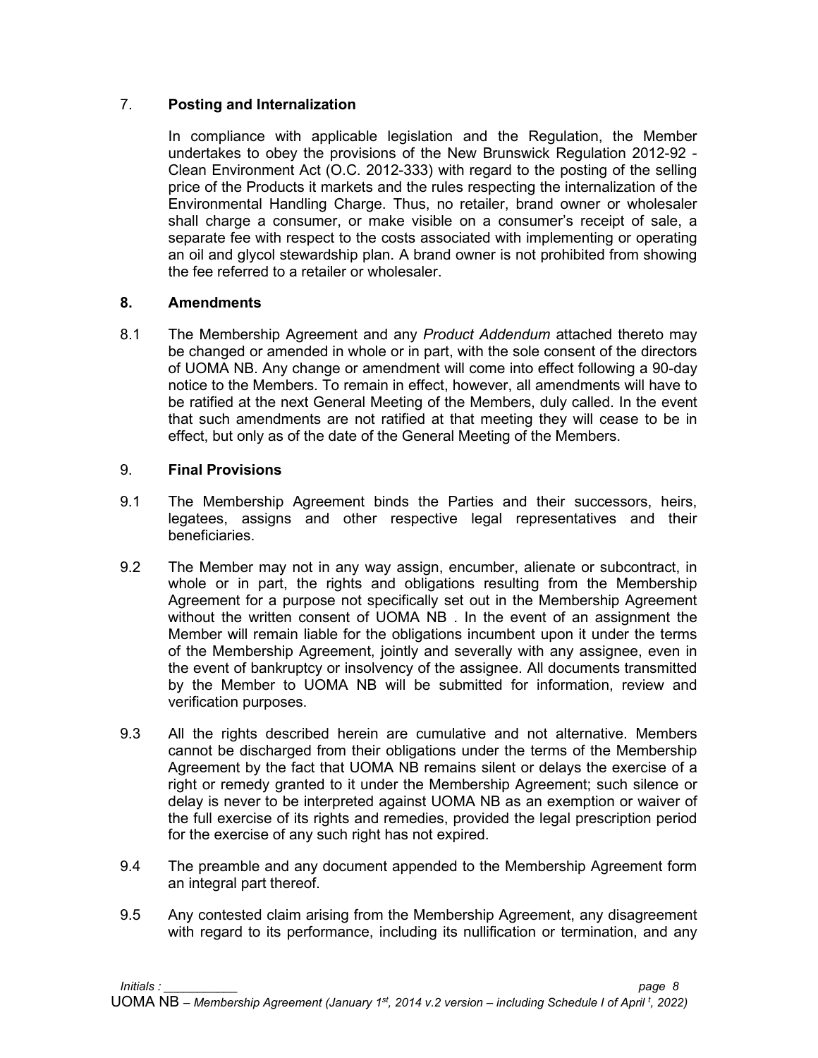## 7. **Posting and Internalization**

In compliance with applicable legislation and the Regulation, the Member undertakes to obey the provisions of the New Brunswick Regulation 2012-92 - Clean Environment Act (O.C. 2012-333) with regard to the posting of the selling price of the Products it markets and the rules respecting the internalization of the Environmental Handling Charge. Thus, no retailer, brand owner or wholesaler shall charge a consumer, or make visible on a consumer's receipt of sale, a separate fee with respect to the costs associated with implementing or operating an oil and glycol stewardship plan. A brand owner is not prohibited from showing the fee referred to a retailer or wholesaler.

## 8. **Amendments**

8.1 The Membership Agreement and any *Product Addendum* attached thereto may be changed or amended in whole or in part, with the sole consent of the directors of UOMA NB. Any change or amendment will come into effect following a 90-day notice to the Members. To remain in effect, however, all amendments will have to be ratified at the next General Meeting of the Members, duly called. In the event that such amendments are not ratified at that meeting they will cease to be in effect, but only as of the date of the General Meeting of the Members.

## 9. **Final Provisions**

9.1 The Membership Agreement binds the Parties and their successors, heirs, legatees, assigns and other respective legal representatives and their beneficiaries.

9.2 The Member may not in any way assign, encumber, alienate or subcontract, in whole or in part, the rights and obligations resulting from the Membership Agreement for a purpose not specifically set out in the Membership Agreement without the written consent of UOMA NB . In the event of an assignment the Member will remain liable for the obligations incumbent upon it under the terms of the Membership Agreement, jointly and severally with any assignee, even in the event of bankruptcy or insolvency of the assignee. All documents transmitted by the Member to UOMA NB will be submitted for information, review and verification purposes.

9.3 All the rights described herein are cumulative and not alternative. Members cannot be discharged from their obligations under the terms of the Membership Agreement by the fact that UOMA NB remains silent or delays the exercise of a right or remedy granted to it under the Membership Agreement; such silence or delay is never to be interpreted against UOMA NB as an exemption or waiver of the full exercise of its rights and remedies, provided the legal prescription period for the exercise of any such right has not expired.

9.4 The preamble and any document appended to the Membership Agreement form an integral part thereof.

9.5 Any contested claim arising from the Membership Agreement, any disagreement with regard to its performance, including its nullification or termination, and any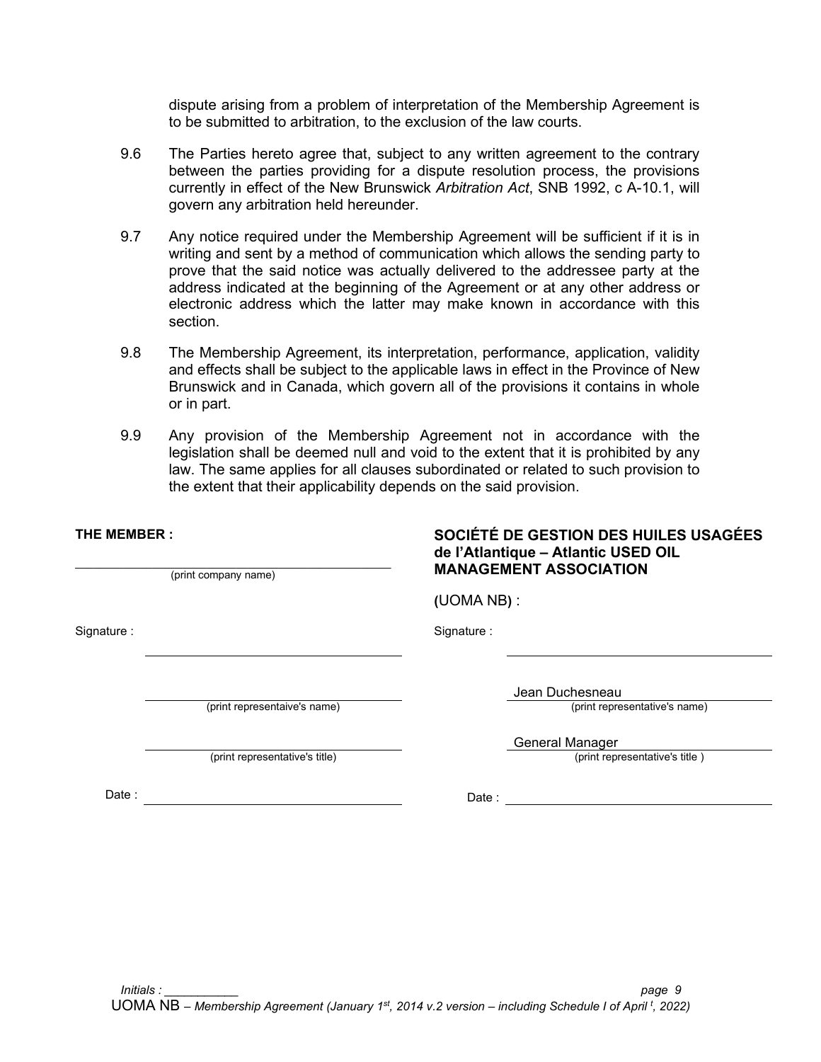dispute arising from a problem of interpretation of the Membership Agreement is to be submitted to arbitration, to the exclusion of the law courts.

9.6 The Parties hereto agree that, subject to any written agreement to the contrary between the parties providing for a dispute resolution process, the provisions currently in effect of the New Brunswick *Arbitration Act*, SNB 1992, c A-10.1, will govern any arbitration held hereunder.

9.7 Any notice required under the Membership Agreement will be sufficient if it is in writing and sent by a method of communication which allows the sending party to prove that the said notice was actually delivered to the addressee party at the address indicated at the beginning of the Agreement or at any other address or electronic address which the latter may make known in accordance with this section.

9.8 The Membership Agreement, its interpretation, performance, application, validity and effects shall be subject to the applicable laws in effect in the Province of New Brunswick and in Canada, which govern all of the provisions it contains in whole or in part.

9.9 Any provision of the Membership Agreement not in accordance with the legislation shall be deemed null and void to the extent that it is prohibited by any law. The same applies for all clauses subordinated or related to such provision to the extent that their applicability depends on the said provision.

**THE MEMBER :**

\_\_\_\_\_\_\_\_\_\_\_\_\_\_\_\_\_\_\_\_\_\_\_\_\_\_\_\_\_\_\_\_\_\_\_\_\_\_\_\_
(print company name)

Signature : \_\_\_\_\_\_\_\_\_\_\_\_\_\_\_\_\_\_\_\_\_\_\_\_\_\_\_\_\_\_\_\_

\_\_\_\_\_\_\_\_\_\_\_\_\_\_\_\_\_\_\_\_\_\_\_\_\_\_\_\_\_\_\_\_
(print representaive's name)

\_\_\_\_\_\_\_\_\_\_\_\_\_\_\_\_\_\_\_\_\_\_\_\_\_\_\_\_\_\_\_\_
(print representative's title)

Date : \_\_\_\_\_\_\_\_\_\_\_\_\_\_\_\_\_\_\_\_\_\_\_\_\_\_\_\_\_\_\_\_

**SOCIÉTÉ DE GESTION DES HUILES USAGÉES de l'Atlantique – Atlantic USED OIL MANAGEMENT ASSOCIATION**

**(**UOMA NB**)** :

Signature : \_\_\_\_\_\_\_\_\_\_\_\_\_\_\_\_\_\_\_\_\_\_\_\_\_\_\_\_\_\_\_\_

Jean Duchesneau
(print representative's name)

General Manager
(print representative's title )

Date : \_\_\_\_\_\_\_\_\_\_\_\_\_\_\_\_\_\_\_\_\_\_\_\_\_\_\_\_\_\_\_\_

*Initials :* \_\_\_\_\_\_\_\_\_\_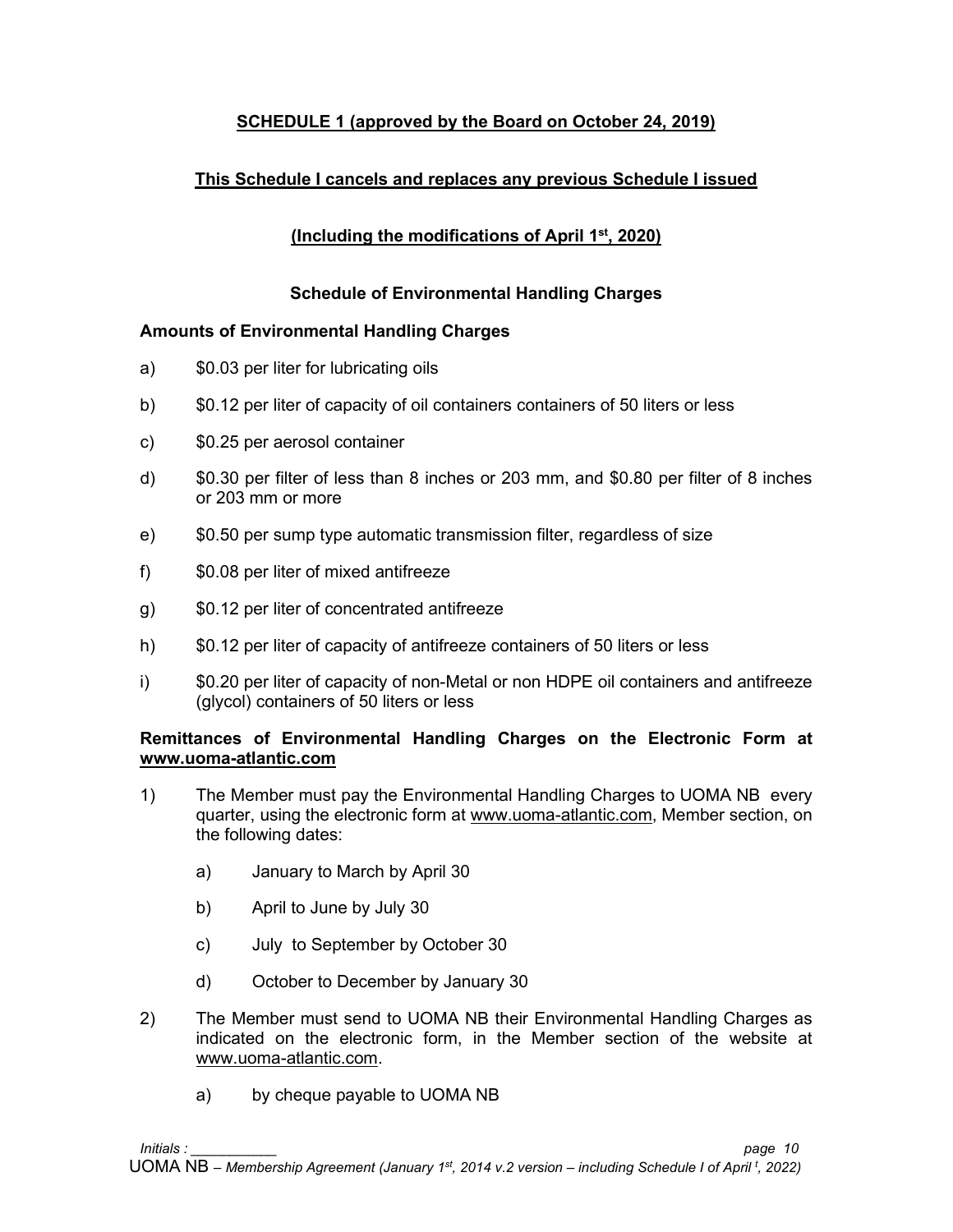**SCHEDULE 1 (approved by the Board on October 24, 2019)**

**This Schedule I cancels and replaces any previous Schedule I issued**

**(Including the modifications of April 1st, 2020)**

### Schedule of Environmental Handling Charges

**Amounts of Environmental Handling Charges**

a) $0.03 per liter for lubricating oils

b) $0.12 per liter of capacity of oil containers containers of 50 liters or less

c) $0.25 per aerosol container

d) $0.30 per filter of less than 8 inches or 203 mm, and $0.80 per filter of 8 inches or 203 mm or more

e) $0.50 per sump type automatic transmission filter, regardless of size

f) $0.08 per liter of mixed antifreeze

g) $0.12 per liter of concentrated antifreeze

h) $0.12 per liter of capacity of antifreeze containers of 50 liters or less

i) $0.20 per liter of capacity of non-Metal or non HDPE oil containers and antifreeze (glycol) containers of 50 liters or less

**Remittances of Environmental Handling Charges on the Electronic Form at www.uoma-atlantic.com**

1) The Member must pay the Environmental Handling Charges to UOMA NB every quarter, using the electronic form at www.uoma-atlantic.com, Member section, on the following dates:

   a) January to March by April 30

   b) April to June by July 30

   c) July to September by October 30

   d) October to December by January 30

2) The Member must send to UOMA NB their Environmental Handling Charges as indicated on the electronic form, in the Member section of the website at www.uoma-atlantic.com.

   a) by cheque payable to UOMA NB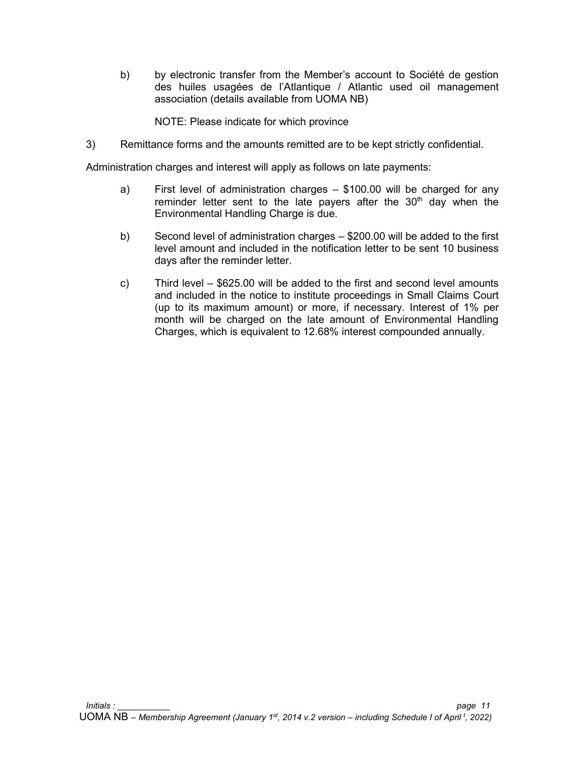b) by electronic transfer from the Member's account to Société de gestion des huiles usagées de l'Atlantique / Atlantic used oil management association (details available from UOMA NB)

NOTE: Please indicate for which province

3) Remittance forms and the amounts remitted are to be kept strictly confidential.

Administration charges and interest will apply as follows on late payments:

a) First level of administration charges – $100.00 will be charged for any reminder letter sent to the late payers after the 30th day when the Environmental Handling Charge is due.

b) Second level of administration charges – $200.00 will be added to the first level amount and included in the notification letter to be sent 10 business days after the reminder letter.

c) Third level – $625.00 will be added to the first and second level amounts and included in the notice to institute proceedings in Small Claims Court (up to its maximum amount) or more, if necessary. Interest of 1% per month will be charged on the late amount of Environmental Handling Charges, which is equivalent to 12.68% interest compounded annually.

*Initials :* ___________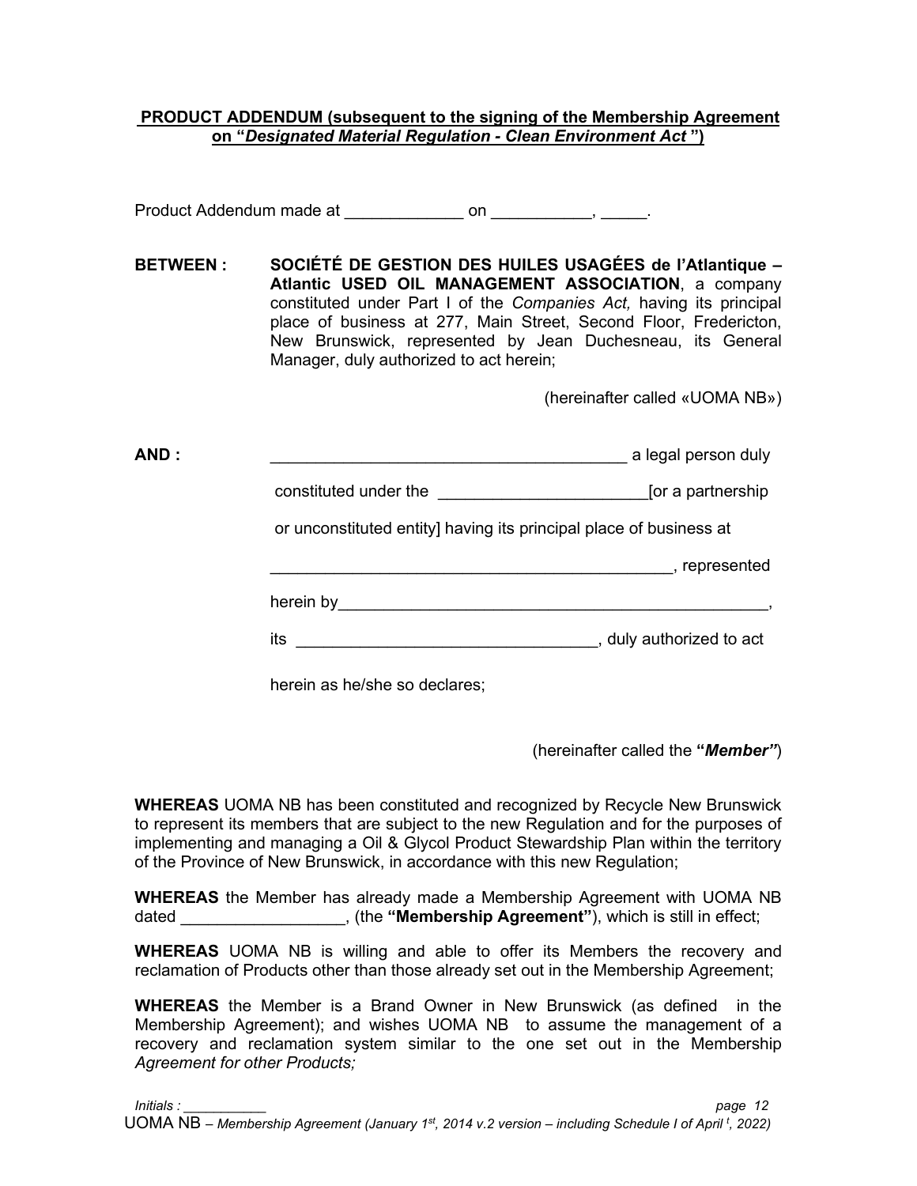**PRODUCT ADDENDUM (subsequent to the signing of the Membership Agreement on "*Designated Material Regulation - Clean Environment Act* ")**

Product Addendum made at _____________ on ___________, _____.

**BETWEEN :** **SOCIÉTÉ DE GESTION DES HUILES USAGÉES de l'Atlantique – Atlantic USED OIL MANAGEMENT ASSOCIATION**, a company constituted under Part I of the *Companies Act,* having its principal place of business at 277, Main Street, Second Floor, Fredericton, New Brunswick, represented by Jean Duchesneau, its General Manager, duly authorized to act herein;

(hereinafter called «UOMA NB»)

**AND :** _______________________________________ a legal person duly constituted under the ______________________[or a partnership or unconstituted entity] having its principal place of business at _____________________________________________, represented herein by_________________________________________________, its _________________________________, duly authorized to act herein as he/she so declares;

(hereinafter called the **"*Member"***)

**WHEREAS** UOMA NB has been constituted and recognized by Recycle New Brunswick to represent its members that are subject to the new Regulation and for the purposes of implementing and managing a Oil & Glycol Product Stewardship Plan within the territory of the Province of New Brunswick, in accordance with this new Regulation;

**WHEREAS** the Member has already made a Membership Agreement with UOMA NB dated __________________, (the **"Membership Agreement"**), which is still in effect;

**WHEREAS** UOMA NB is willing and able to offer its Members the recovery and reclamation of Products other than those already set out in the Membership Agreement;

**WHEREAS** the Member is a Brand Owner in New Brunswick (as defined in the Membership Agreement); and wishes UOMA NB to assume the management of a recovery and reclamation system similar to the one set out in the Membership *Agreement for other Products;*

*Initials :* __________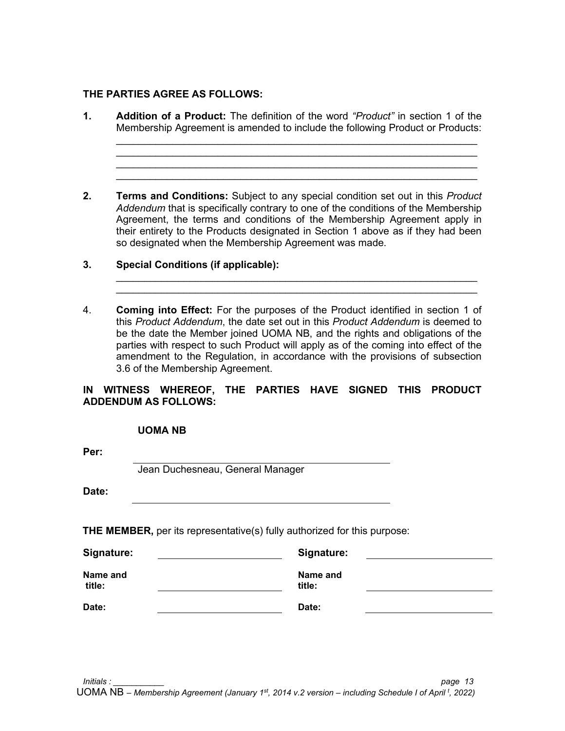**THE PARTIES AGREE AS FOLLOWS:**

**1.** **Addition of a Product:** The definition of the word *"Product"* in section 1 of the Membership Agreement is amended to include the following Product or Products:

_________________________________________________________________
_________________________________________________________________
_________________________________________________________________
_________________________________________________________________

**2.** **Terms and Conditions:** Subject to any special condition set out in this *Product Addendum* that is specifically contrary to one of the conditions of the Membership Agreement, the terms and conditions of the Membership Agreement apply in their entirety to the Products designated in Section 1 above as if they had been so designated when the Membership Agreement was made.

**3.** **Special Conditions (if applicable):**

_________________________________________________________________
_________________________________________________________________

4. **Coming into Effect:** For the purposes of the Product identified in section 1 of this *Product Addendum*, the date set out in this *Product Addendum* is deemed to be the date the Member joined UOMA NB, and the rights and obligations of the parties with respect to such Product will apply as of the coming into effect of the amendment to the Regulation, in accordance with the provisions of subsection 3.6 of the Membership Agreement.

**IN WITNESS WHEREOF, THE PARTIES HAVE SIGNED THIS PRODUCT ADDENDUM AS FOLLOWS:**

**UOMA NB**

**Per:** ______________________________________
Jean Duchesneau, General Manager

**Date:** ______________________________________

**THE MEMBER,** per its representative(s) fully authorized for this purpose:

| | | | |
|---|---|---|---|
| **Signature:** | ____________________ | **Signature:** | ____________________ |
| **Name and title:** | ____________________ | **Name and title:** | ____________________ |
| **Date:** | ____________________ | **Date:** | ____________________ |

*Initials :* __________

UOMA NB – *Membership Agreement (January 1st, 2014 v.2 version – including Schedule I of April t, 2022)*